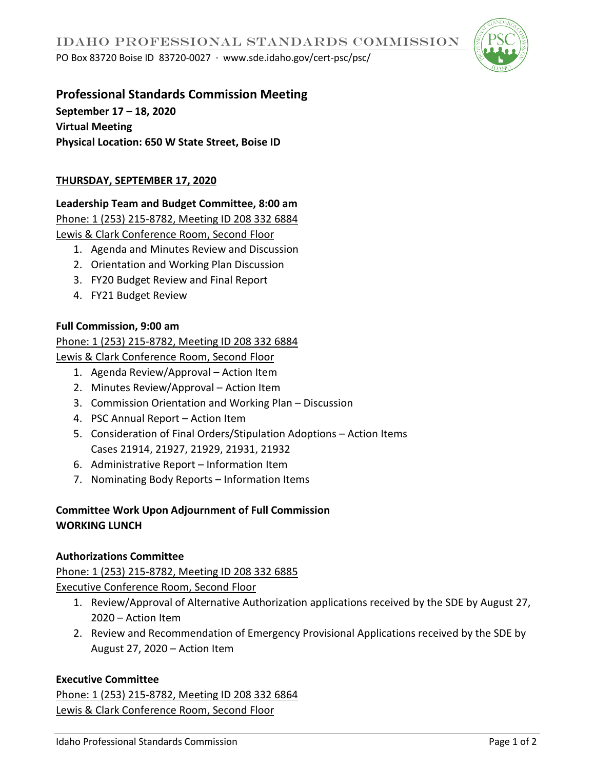# IDAHO PROFESSIONAL STANDARDS COMMISSION

PO Box 83720 Boise ID 83720-0027 · www.sde.idaho.gov/cert-psc/psc/

## Professional Standards Commission Meeting

**September 17 – 18, 2020**
**Virtual Meeting**
**Physical Location: 650 W State Street, Boise ID**

### THURSDAY, SEPTEMBER 17, 2020

**Leadership Team and Budget Committee, 8:00 am**
Phone: 1 (253) 215-8782, Meeting ID 208 332 6884
Lewis & Clark Conference Room, Second Floor

1. Agenda and Minutes Review and Discussion
2. Orientation and Working Plan Discussion
3. FY20 Budget Review and Final Report
4. FY21 Budget Review

**Full Commission, 9:00 am**
Phone: 1 (253) 215-8782, Meeting ID 208 332 6884
Lewis & Clark Conference Room, Second Floor

1. Agenda Review/Approval – Action Item
2. Minutes Review/Approval – Action Item
3. Commission Orientation and Working Plan – Discussion
4. PSC Annual Report – Action Item
5. Consideration of Final Orders/Stipulation Adoptions – Action Items
   Cases 21914, 21927, 21929, 21931, 21932
6. Administrative Report – Information Item
7. Nominating Body Reports – Information Items

**Committee Work Upon Adjournment of Full Commission**
**WORKING LUNCH**

**Authorizations Committee**
Phone: 1 (253) 215-8782, Meeting ID 208 332 6885
Executive Conference Room, Second Floor

1. Review/Approval of Alternative Authorization applications received by the SDE by August 27, 2020 – Action Item
2. Review and Recommendation of Emergency Provisional Applications received by the SDE by August 27, 2020 – Action Item

**Executive Committee**
Phone: 1 (253) 215-8782, Meeting ID 208 332 6864
Lewis & Clark Conference Room, Second Floor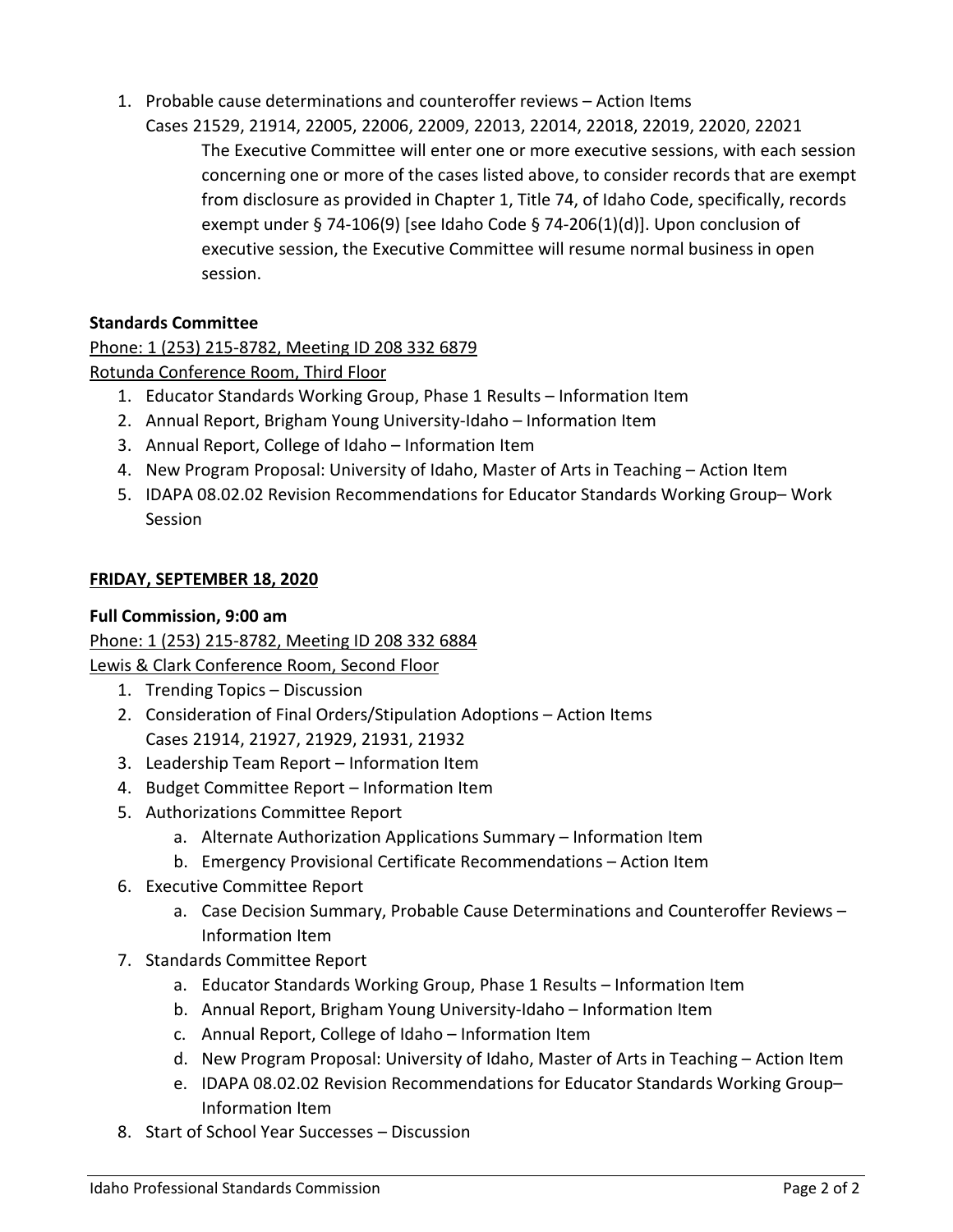1. Probable cause determinations and counteroffer reviews – Action Items
   Cases 21529, 21914, 22005, 22006, 22009, 22013, 22014, 22018, 22019, 22020, 22021
   
   The Executive Committee will enter one or more executive sessions, with each session concerning one or more of the cases listed above, to consider records that are exempt from disclosure as provided in Chapter 1, Title 74, of Idaho Code, specifically, records exempt under § 74-106(9) [see Idaho Code § 74-206(1)(d)]. Upon conclusion of executive session, the Executive Committee will resume normal business in open session.

**Standards Committee**

Phone: 1 (253) 215-8782, Meeting ID 208 332 6879

Rotunda Conference Room, Third Floor

1. Educator Standards Working Group, Phase 1 Results – Information Item
2. Annual Report, Brigham Young University-Idaho – Information Item
3. Annual Report, College of Idaho – Information Item
4. New Program Proposal: University of Idaho, Master of Arts in Teaching – Action Item
5. IDAPA 08.02.02 Revision Recommendations for Educator Standards Working Group– Work Session

**FRIDAY, SEPTEMBER 18, 2020**

**Full Commission, 9:00 am**

Phone: 1 (253) 215-8782, Meeting ID 208 332 6884

Lewis & Clark Conference Room, Second Floor

1. Trending Topics – Discussion
2. Consideration of Final Orders/Stipulation Adoptions – Action Items
   Cases 21914, 21927, 21929, 21931, 21932
3. Leadership Team Report – Information Item
4. Budget Committee Report – Information Item
5. Authorizations Committee Report
   a. Alternate Authorization Applications Summary – Information Item
   b. Emergency Provisional Certificate Recommendations – Action Item
6. Executive Committee Report
   a. Case Decision Summary, Probable Cause Determinations and Counteroffer Reviews – Information Item
7. Standards Committee Report
   a. Educator Standards Working Group, Phase 1 Results – Information Item
   b. Annual Report, Brigham Young University-Idaho – Information Item
   c. Annual Report, College of Idaho – Information Item
   d. New Program Proposal: University of Idaho, Master of Arts in Teaching – Action Item
   e. IDAPA 08.02.02 Revision Recommendations for Educator Standards Working Group– Information Item
8. Start of School Year Successes – Discussion